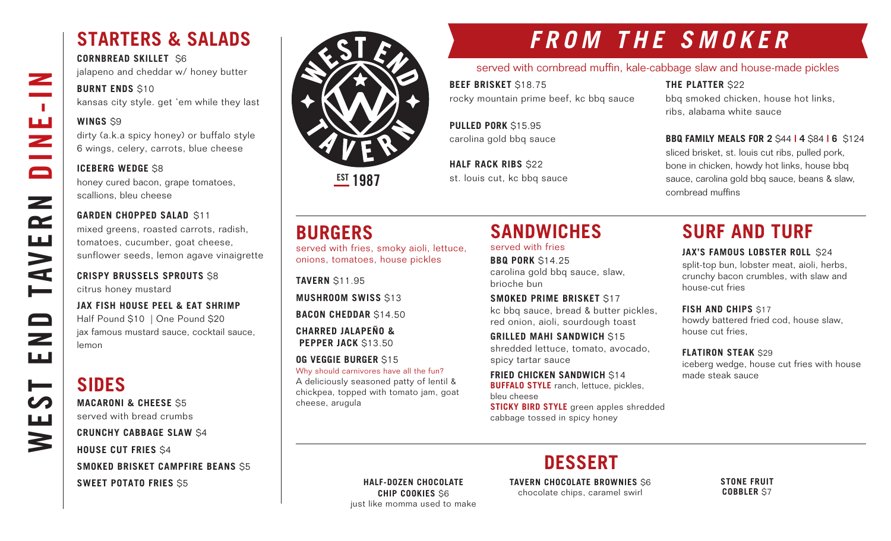# WEST END TAVERN DINE-IN

## STARTERS & SALADS

**CORNBREAD SKILLET** $6
jalapeno and cheddar w/ honey butter

**BURNT ENDS** $10
kansas city style. get 'em while they last

**WINGS** $9
dirty (a.k.a spicy honey) or buffalo style
6 wings, celery, carrots, blue cheese

**ICEBERG WEDGE** $8
honey cured bacon, grape tomatoes, scallions, bleu cheese

**GARDEN CHOPPED SALAD** $11
mixed greens, roasted carrots, radish, tomatoes, cucumber, goat cheese, sunflower seeds, lemon agave vinaigrette

**CRISPY BRUSSELS SPROUTS** $8
citrus honey mustard

**JAX FISH HOUSE PEEL & EAT SHRIMP**
Half Pound $10 | One Pound $20
jax famous mustard sauce, cocktail sauce, lemon

## SIDES

**MACARONI & CHEESE** $5
served with bread crumbs

**CRUNCHY CABBAGE SLAW** $4

**HOUSE CUT FRIES** $4

**SMOKED BRISKET CAMPFIRE BEANS** $5

**SWEET POTATO FRIES** $5

WEST END TAVERN
EST 1987

## *FROM THE SMOKER*

served with cornbread muffin, kale-cabbage slaw and house-made pickles

**BEEF BRISKET** $18.75
rocky mountain prime beef, kc bbq sauce

**PULLED PORK** $15.95
carolina gold bbq sauce

**HALF RACK RIBS** $22
st. louis cut, kc bbq sauce

**THE PLATTER** $22
bbq smoked chicken, house hot links, ribs, alabama white sauce

**BBQ FAMILY MEALS FOR 2** $44 | **4** $84 | **6** $124
sliced brisket, st. louis cut ribs, pulled pork, bone in chicken, howdy hot links, house bbq sauce, carolina gold bbq sauce, beans & slaw, cornbread muffins

## BURGERS

served with fries, smoky aioli, lettuce, onions, tomatoes, house pickles

**TAVERN** $11.95

**MUSHROOM SWISS** $13

**BACON CHEDDAR** $14.50

**CHARRED JALAPEÑO & PEPPER JACK** $13.50

**OG VEGGIE BURGER** $15
Why should carnivores have all the fun?
A deliciously seasoned patty of lentil & chickpea, topped with tomato jam, goat cheese, arugula

## SANDWICHES

served with fries

**BBQ PORK** $14.25
carolina gold bbq sauce, slaw, brioche bun

**SMOKED PRIME BRISKET** $17
kc bbq sauce, bread & butter pickles, red onion, aioli, sourdough toast

**GRILLED MAHI SANDWICH** $15
shredded lettuce, tomato, avocado, spicy tartar sauce

**FRIED CHICKEN SANDWICH** $14
**BUFFALO STYLE** ranch, lettuce, pickles, bleu cheese
**STICKY BIRD STYLE** green apples shredded cabbage tossed in spicy honey

## SURF AND TURF

**JAX'S FAMOUS LOBSTER ROLL** $24
split-top bun, lobster meat, aioli, herbs, crunchy bacon crumbles, with slaw and house-cut fries

**FISH AND CHIPS** $17
howdy battered fried cod, house slaw, house cut fries,

**FLATIRON STEAK** $29
iceberg wedge, house cut fries with house made steak sauce

## DESSERT

**HALF-DOZEN CHOCOLATE CHIP COOKIES** $6
just like momma used to make

**TAVERN CHOCOLATE BROWNIES** $6
chocolate chips, caramel swirl

**STONE FRUIT COBBLER** $7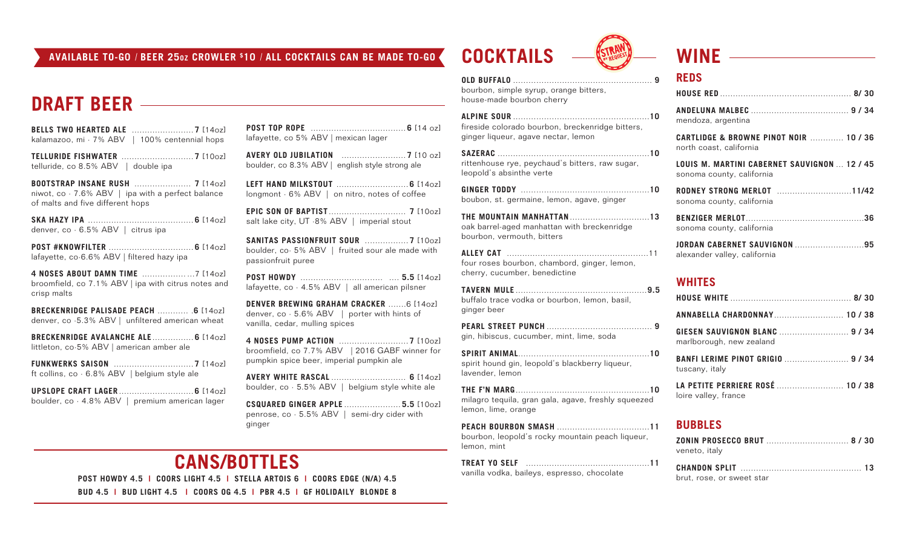**AVAILABLE TO-GO / BEER 25oz CROWLER $10 / ALL COCKTAILS CAN BE MADE TO-GO**

# DRAFT BEER

**BELLS TWO HEARTED ALE** ........................ **7** [14oz]
kalamazoo, mi · 7% ABV | 100% centennial hops

**TELLURIDE FISHWATER** ........................... **7** [10oz]
telluride, co 8.5% ABV | double ipa

**BOOTSTRAP INSANE RUSH** ..................... **7** [14oz]
niwot, co · 7.6% ABV | ipa with a perfect balance of malts and five different hops

**SKA HAZY IPA** ........................................ **6** [14oz]
denver, co · 6.5% ABV | citrus ipa

**POST #KNOWFILTER** ................................ **6** [14oz]
lafayette, co·6.6% ABV | filtered hazy ipa

**4 NOSES ABOUT DAMN TIME** ..................7 [14oz]
broomfield, co 7.1% ABV | ipa with citrus notes and crisp malts

**BRECKENRIDGE PALISADE PEACH** ............ .**6** [14oz]
denver, co ·5.3% ABV | unfiltered american wheat

**BRECKENRIDGE AVALANCHE ALE** ................ **6** [14oz]
littleton, co·5% ABV | american amber ale

**FUNKWERKS SAISON** .............................. **7** [14oz]
ft collins, co · 6.8% ABV | belgium style ale

**UPSLOPE CRAFT LAGER** ............................ **6** [14oz]
boulder, co · 4.8% ABV | premium american lager

**POST TOP ROPE** .................................... **6** [14 oz]
lafayette, co 5% ABV | mexican lager

**AVERY OLD JUBILATION** ......................... **7** [10 oz]
boulder, co 8.3% ABV | english style strong ale

**LEFT HAND MILKSTOUT** ........................... **6** [14oz]
longmont · 6% ABV | on nitro, notes of coffee

**EPIC SON OF BAPTIST** .............................. **7** [10oz]
salt lake city, UT ·8% ABV | imperial stout

**SANITAS PASSIONFRUIT SOUR** ................. **7** [10oz]
boulder, co· 5% ABV | fruited sour ale made with passionfruit puree

**POST HOWDY** ................................ .... **5.5** [14oz]
lafayette, co · 4.5% ABV | all american pilsner

**DENVER BREWING GRAHAM CRACKER** .......6 [14oz]
denver, co · 5.6% ABV | porter with hints of vanilla, cedar, mulling spices

**4 NOSES PUMP ACTION** ........................... **7** [10oz]
broomfield, co 7.7% ABV | 2016 GABF winner for pumpkin spice beer, imperial pumpkin ale

**AVERY WHITE RASCAL** ............................. **6** [14oz]
boulder, co · 5.5% ABV | belgium style white ale

**CSQUARED GINGER APPLE** ...................... **5.5** [10oz]
penrose, co · 5.5% ABV | semi-dry cider with ginger

# CANS/BOTTLES

**POST HOWDY 4.5 | COORS LIGHT 4.5 | STELLA ARTOIS 6 | COORS EDGE (N/A) 4.5**
**BUD 4.5 | BUD LIGHT 4.5 | COORS OG 4.5 | PBR 4.5 | GF HOLIDAILY BLONDE 8**

# COCKTAILS

STRAW BY REQUEST

**OLD BUFFALO** ....................................................... **9**
bourbon, simple syrup, orange bitters, house-made bourbon cherry

**ALPINE SOUR** ......................................................**10**
fireside colorado bourbon, breckenridge bitters, ginger liqueur, agave nectar, lemon

**SAZERAC** ............................................................**10**
rittenhouse rye, peychaud's bitters, raw sugar, leopold's absinthe verte

**GINGER TODDY** ....................................................**10**
boubon, st. germaine, lemon, agave, ginger

**THE MOUNTAIN MANHATTAN** ..............................**13**
oak barrel-aged manhattan with breckenridge bourbon, vermouth, bitters

**ALLEY CAT** ...........................................................11
four roses bourbon, chambord, ginger, lemon, cherry, cucumber, benedictine

**TAVERN MULE** .......................................................**9.5**
buffalo trace vodka or bourbon, lemon, basil, ginger beer

**PEARL STREET PUNCH** ........................................ **9**
gin, hibiscus, cucumber, mint, lime, soda

**SPIRIT ANIMAL** ......................................................**10**
spirit hound gin, leopold's blackberry liqueur, lavender, lemon

**THE F'N MARG** .......................................................**10**
milagro tequila, gran gala, agave, freshly squeezed lemon, lime, orange

**PEACH BOURBON SMASH** ....................................**11**
bourbon, leopold's rocky mountain peach liqueur, lemon, mint

**TREAT YO SELF** ...................................................**11**
vanilla vodka, baileys, espresso, chocolate

# WINE

## REDS

**HOUSE RED** .................................................. **8/ 30**

**ANDELUNA MALBEC** ..................................... **9 / 34**
mendoza, argentina

**CARTLIDGE & BROWNE PINOT NOIR** ............. **10 / 36**
north coast, california

**LOUIS M. MARTINI CABERNET SAUVIGNON** ... **12 / 45**
sonoma county, california

**RODNEY STRONG MERLOT** ............................**11/42**
sonoma county, california

**BENZIGER MERLOT**.............................................**36**
sonoma county, california

**JORDAN CABERNET SAUVIGNON** ...........................**95**
alexander valley, california

## WHITES

**HOUSE WHITE** .............................................. **8/ 30**

**ANNABELLA CHARDONNAY**.......................... **10 / 38**

**GIESEN SAUVIGNON BLANC** .......................... **9 / 34**
marlborough, new zealand

**BANFI LERIME PINOT GRIGIO** ........................ **9 / 34**
tuscany, italy

**LA PETITE PERRIERE ROSÉ** ......................... **10 / 38**
loire valley, france

## BUBBLES

**ZONIN PROSECCO BRUT** ............................... **8 / 30**
veneto, italy

**CHANDON SPLIT** ............................................. **13**
brut, rose, or sweet star